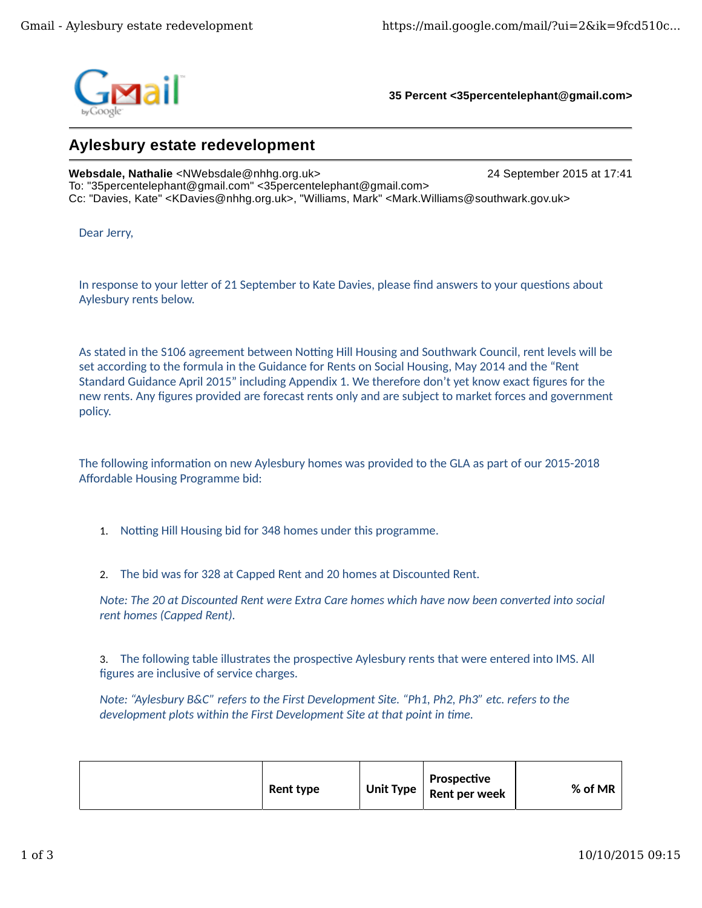**35 Percent <35percentelephant@gmail.com>**

## Aylesbury estate redevelopment

**Websdale, Nathalie** <NWebsdale@nhhg.org.uk> 24 September 2015 at 17:41
To: "35percentelephant@gmail.com" <35percentelephant@gmail.com>
Cc: "Davies, Kate" <KDavies@nhhg.org.uk>, "Williams, Mark" <Mark.Williams@southwark.gov.uk>

Dear Jerry,

In response to your letter of 21 September to Kate Davies, please find answers to your questions about Aylesbury rents below.

As stated in the S106 agreement between Notting Hill Housing and Southwark Council, rent levels will be set according to the formula in the Guidance for Rents on Social Housing, May 2014 and the "Rent Standard Guidance April 2015" including Appendix 1. We therefore don't yet know exact figures for the new rents. Any figures provided are forecast rents only and are subject to market forces and government policy.

The following information on new Aylesbury homes was provided to the GLA as part of our 2015-2018 Affordable Housing Programme bid:

1. Notting Hill Housing bid for 348 homes under this programme.

2. The bid was for 328 at Capped Rent and 20 homes at Discounted Rent.

   *Note: The 20 at Discounted Rent were Extra Care homes which have now been converted into social rent homes (Capped Rent).*

3. The following table illustrates the prospective Aylesbury rents that were entered into IMS. All figures are inclusive of service charges.

   *Note: "Aylesbury B&C" refers to the First Development Site. "Ph1, Ph2, Ph3" etc. refers to the development plots within the First Development Site at that point in time.*

| | Rent type | Unit Type | Prospective Rent per week | % of MR |
|---|---|---|---|---|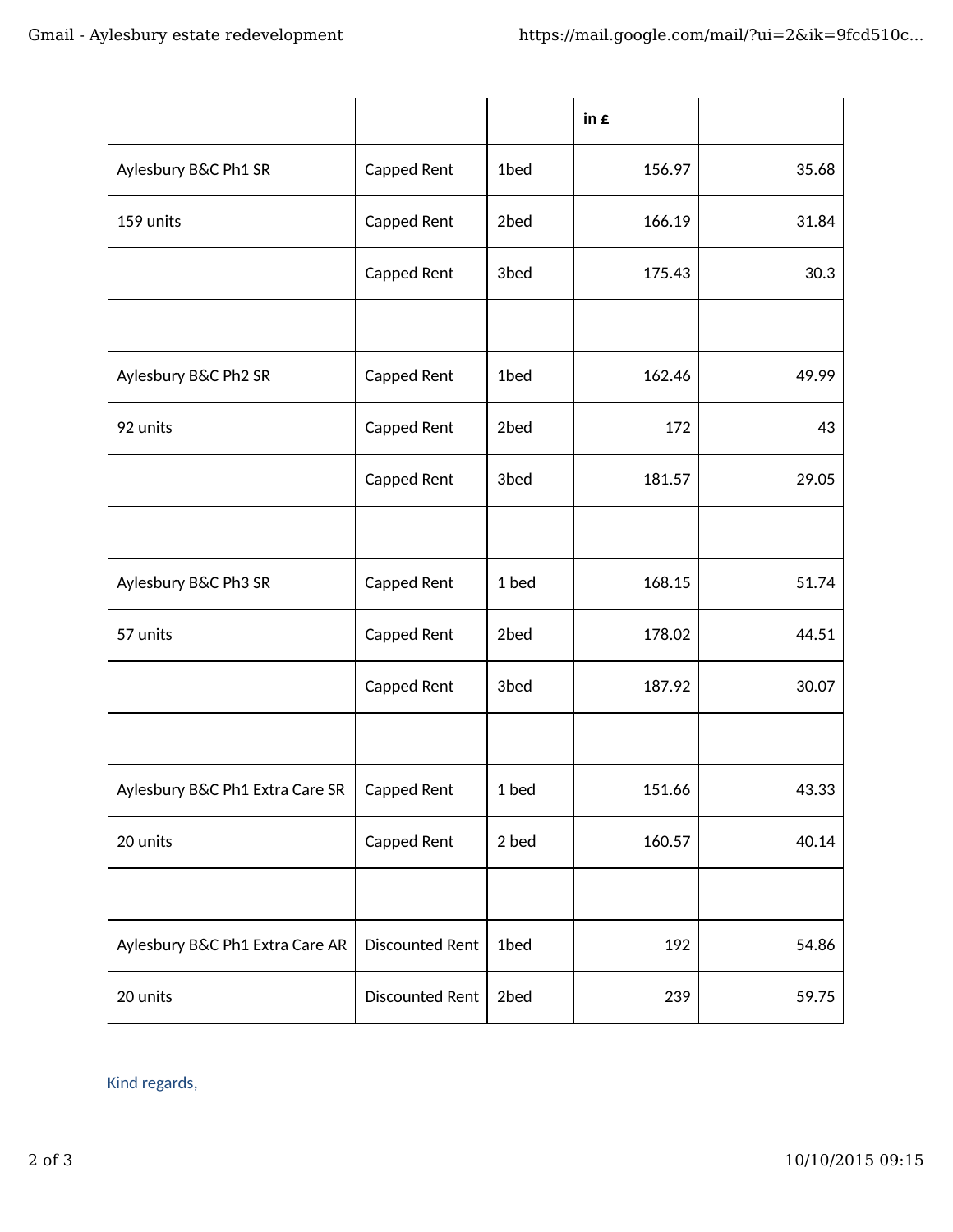| | | | in £ | |
|---|---|---|---|---|
| Aylesbury B&C Ph1 SR | Capped Rent | 1bed | 156.97 | 35.68 |
| 159 units | Capped Rent | 2bed | 166.19 | 31.84 |
| | Capped Rent | 3bed | 175.43 | 30.3 |
| | | | | |
| Aylesbury B&C Ph2 SR | Capped Rent | 1bed | 162.46 | 49.99 |
| 92 units | Capped Rent | 2bed | 172 | 43 |
| | Capped Rent | 3bed | 181.57 | 29.05 |
| | | | | |
| Aylesbury B&C Ph3 SR | Capped Rent | 1 bed | 168.15 | 51.74 |
| 57 units | Capped Rent | 2bed | 178.02 | 44.51 |
| | Capped Rent | 3bed | 187.92 | 30.07 |
| | | | | |
| Aylesbury B&C Ph1 Extra Care SR | Capped Rent | 1 bed | 151.66 | 43.33 |
| 20 units | Capped Rent | 2 bed | 160.57 | 40.14 |
| | | | | |
| Aylesbury B&C Ph1 Extra Care AR | Discounted Rent | 1bed | 192 | 54.86 |
| 20 units | Discounted Rent | 2bed | 239 | 59.75 |

Kind regards,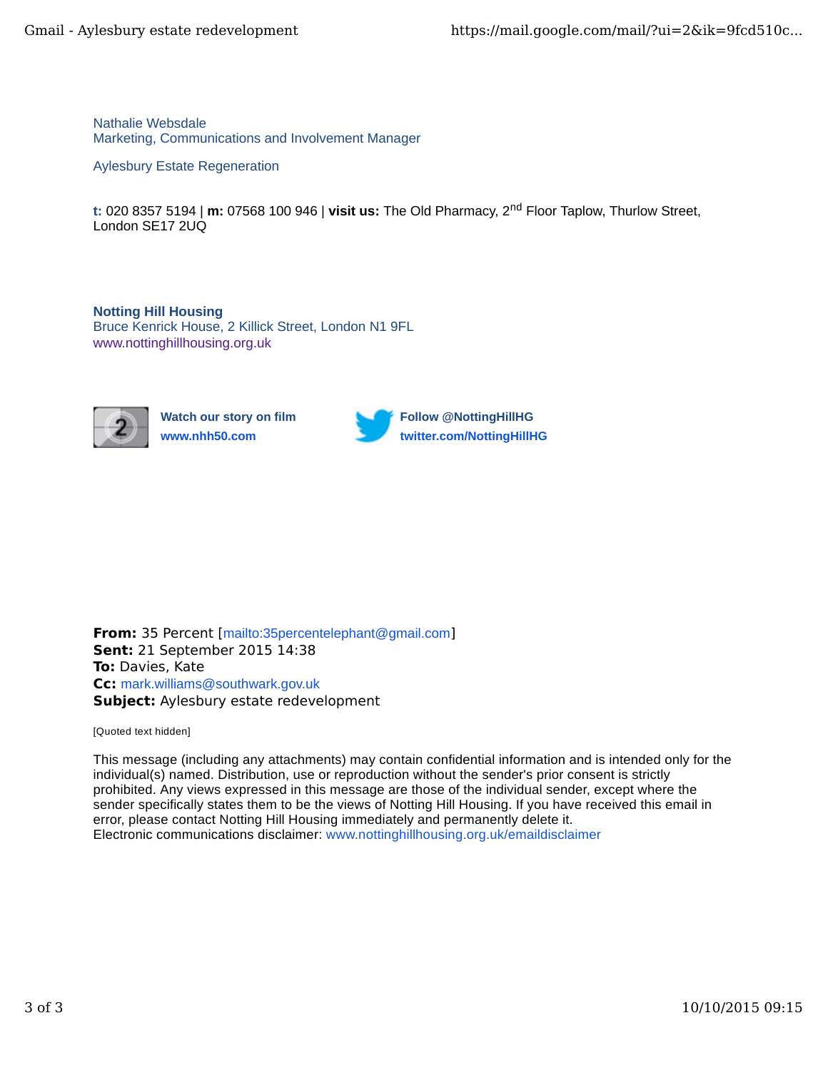Nathalie Websdale
Marketing, Communications and Involvement Manager

Aylesbury Estate Regeneration

**t:** 020 8357 5194 | **m:** 07568 100 946 | **visit us:** The Old Pharmacy, 2nd Floor Taplow, Thurlow Street, London SE17 2UQ

**Notting Hill Housing**
Bruce Kenrick House, 2 Killick Street, London N1 9FL
www.nottinghillhousing.org.uk

**Watch our story on film**
**www.nhh50.com**

**Follow @NottingHillHG**
**twitter.com/NottingHillHG**

**From:** 35 Percent [mailto:35percentelephant@gmail.com]
**Sent:** 21 September 2015 14:38
**To:** Davies, Kate
**Cc:** mark.williams@southwark.gov.uk
**Subject:** Aylesbury estate redevelopment

[Quoted text hidden]

This message (including any attachments) may contain confidential information and is intended only for the individual(s) named. Distribution, use or reproduction without the sender's prior consent is strictly prohibited. Any views expressed in this message are those of the individual sender, except where the sender specifically states them to be the views of Notting Hill Housing. If you have received this email in error, please contact Notting Hill Housing immediately and permanently delete it.
Electronic communications disclaimer: www.nottinghillhousing.org.uk/emaildisclaimer